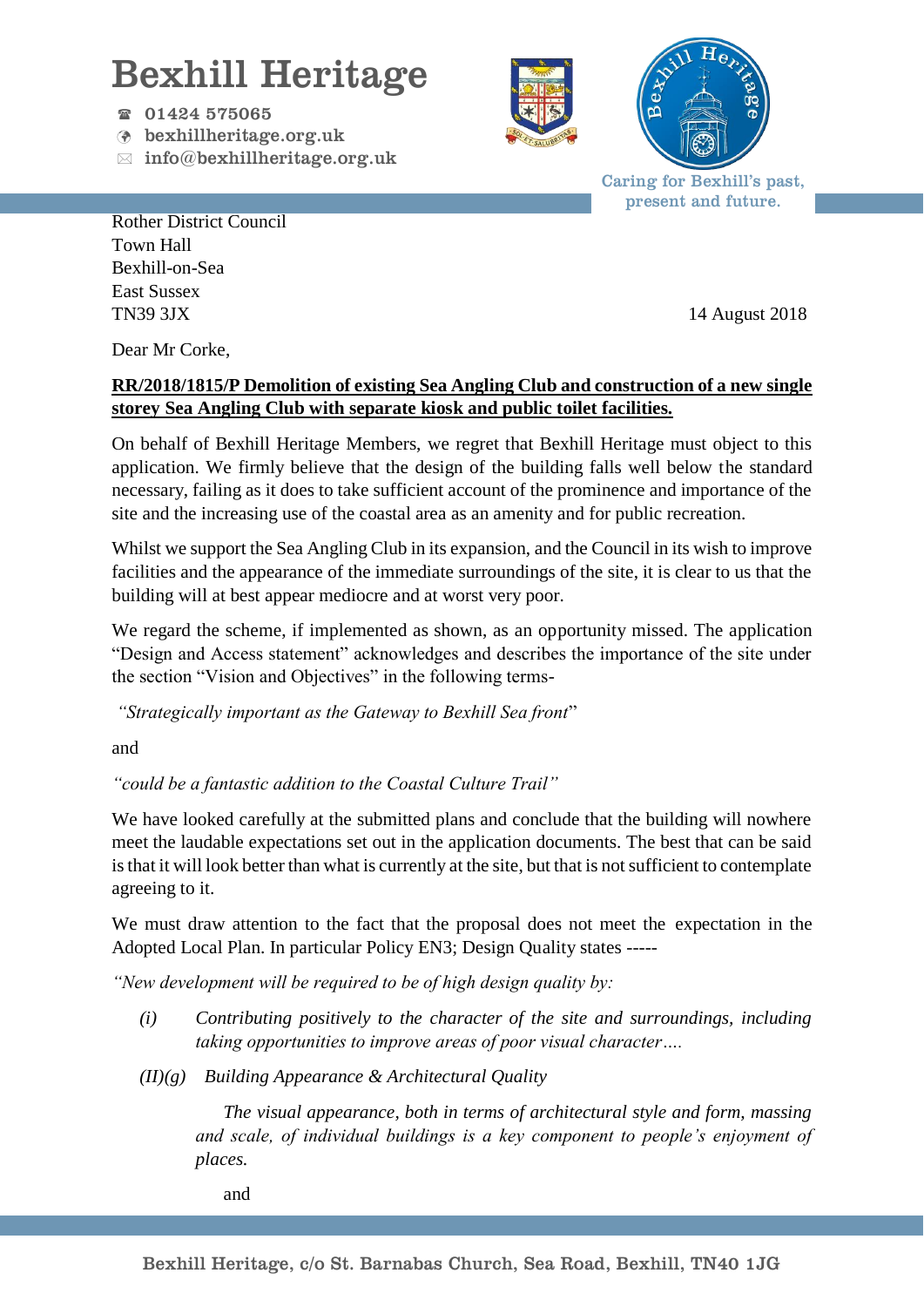# Bexhill Heritage

☎ 01424 575065
bexhillheritage.org.uk
info@bexhillheritage.org.uk

Caring for Bexhill's past, present and future.

Rother District Council
Town Hall
Bexhill-on-Sea
East Sussex
TN39 3JX

14 August 2018

Dear Mr Corke,

**RR/2018/1815/P Demolition of existing Sea Angling Club and construction of a new single storey Sea Angling Club with separate kiosk and public toilet facilities.**

On behalf of Bexhill Heritage Members, we regret that Bexhill Heritage must object to this application. We firmly believe that the design of the building falls well below the standard necessary, failing as it does to take sufficient account of the prominence and importance of the site and the increasing use of the coastal area as an amenity and for public recreation.

Whilst we support the Sea Angling Club in its expansion, and the Council in its wish to improve facilities and the appearance of the immediate surroundings of the site, it is clear to us that the building will at best appear mediocre and at worst very poor.

We regard the scheme, if implemented as shown, as an opportunity missed. The application "Design and Access statement" acknowledges and describes the importance of the site under the section "Vision and Objectives" in the following terms-

*"Strategically important as the Gateway to Bexhill Sea front*"

and

*"could be a fantastic addition to the Coastal Culture Trail"*

We have looked carefully at the submitted plans and conclude that the building will nowhere meet the laudable expectations set out in the application documents. The best that can be said is that it will look better than what is currently at the site, but that is not sufficient to contemplate agreeing to it.

We must draw attention to the fact that the proposal does not meet the expectation in the Adopted Local Plan. In particular Policy EN3; Design Quality states -----

*"New development will be required to be of high design quality by:*

*(i) Contributing positively to the character of the site and surroundings, including taking opportunities to improve areas of poor visual character….*

*(II)(g) Building Appearance & Architectural Quality*

*The visual appearance, both in terms of architectural style and form, massing and scale, of individual buildings is a key component to people's enjoyment of places.*

and

Bexhill Heritage, c/o St. Barnabas Church, Sea Road, Bexhill, TN40 1JG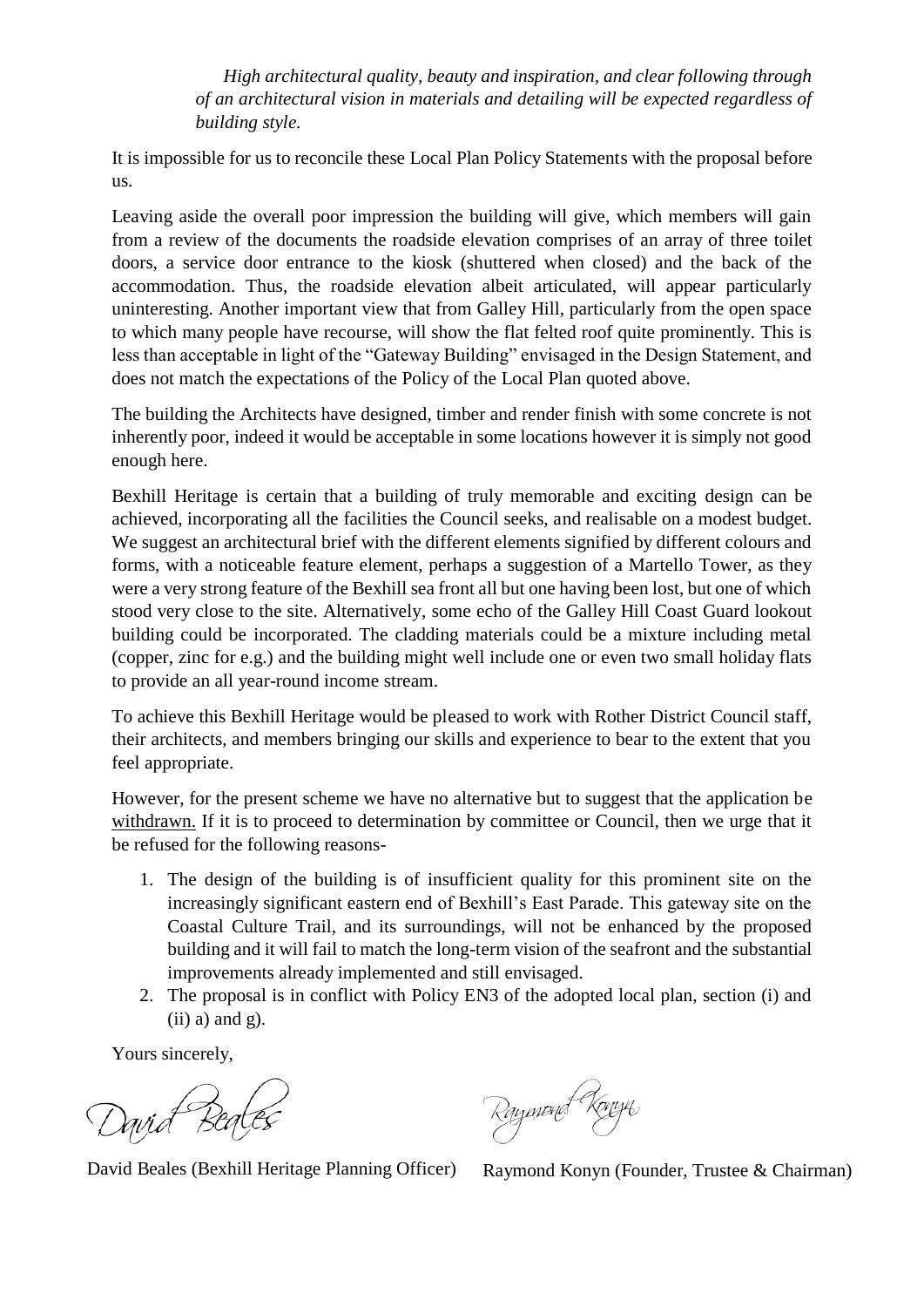*High architectural quality, beauty and inspiration, and clear following through of an architectural vision in materials and detailing will be expected regardless of building style.*

It is impossible for us to reconcile these Local Plan Policy Statements with the proposal before us.

Leaving aside the overall poor impression the building will give, which members will gain from a review of the documents the roadside elevation comprises of an array of three toilet doors, a service door entrance to the kiosk (shuttered when closed) and the back of the accommodation. Thus, the roadside elevation albeit articulated, will appear particularly uninteresting. Another important view that from Galley Hill, particularly from the open space to which many people have recourse, will show the flat felted roof quite prominently. This is less than acceptable in light of the "Gateway Building" envisaged in the Design Statement, and does not match the expectations of the Policy of the Local Plan quoted above.

The building the Architects have designed, timber and render finish with some concrete is not inherently poor, indeed it would be acceptable in some locations however it is simply not good enough here.

Bexhill Heritage is certain that a building of truly memorable and exciting design can be achieved, incorporating all the facilities the Council seeks, and realisable on a modest budget. We suggest an architectural brief with the different elements signified by different colours and forms, with a noticeable feature element, perhaps a suggestion of a Martello Tower, as they were a very strong feature of the Bexhill sea front all but one having been lost, but one of which stood very close to the site. Alternatively, some echo of the Galley Hill Coast Guard lookout building could be incorporated. The cladding materials could be a mixture including metal (copper, zinc for e.g.) and the building might well include one or even two small holiday flats to provide an all year-round income stream.

To achieve this Bexhill Heritage would be pleased to work with Rother District Council staff, their architects, and members bringing our skills and experience to bear to the extent that you feel appropriate.

However, for the present scheme we have no alternative but to suggest that the application be <u>withdrawn.</u> If it is to proceed to determination by committee or Council, then we urge that it be refused for the following reasons-

1. The design of the building is of insufficient quality for this prominent site on the increasingly significant eastern end of Bexhill's East Parade. This gateway site on the Coastal Culture Trail, and its surroundings, will not be enhanced by the proposed building and it will fail to match the long-term vision of the seafront and the substantial improvements already implemented and still envisaged.
2. The proposal is in conflict with Policy EN3 of the adopted local plan, section (i) and (ii) a) and g).

Yours sincerely,

David Beales

Raymond Konyn

David Beales (Bexhill Heritage Planning Officer) Raymond Konyn (Founder, Trustee & Chairman)